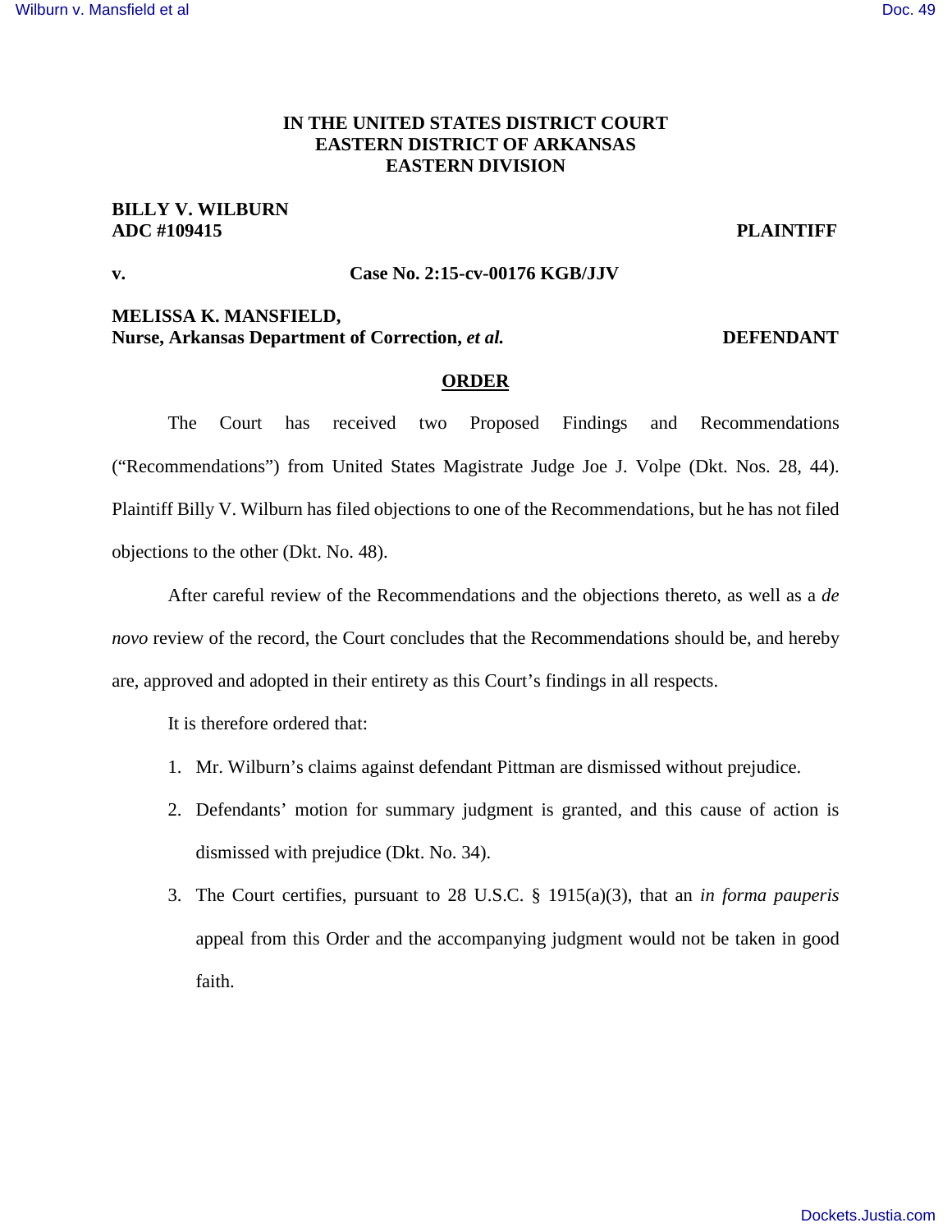**IN THE UNITED STATES DISTRICT COURT
EASTERN DISTRICT OF ARKANSAS
EASTERN DIVISION**

**BILLY V. WILBURN
ADC #109415** **PLAINTIFF**

**v.** **Case No. 2:15-cv-00176 KGB/JJV**

**MELISSA K. MANSFIELD,
Nurse, Arkansas Department of Correction, *et al.*** **DEFENDANT**

## ORDER

The Court has received two Proposed Findings and Recommendations ("Recommendations") from United States Magistrate Judge Joe J. Volpe (Dkt. Nos. 28, 44). Plaintiff Billy V. Wilburn has filed objections to one of the Recommendations, but he has not filed objections to the other (Dkt. No. 48).

After careful review of the Recommendations and the objections thereto, as well as a *de novo* review of the record, the Court concludes that the Recommendations should be, and hereby are, approved and adopted in their entirety as this Court's findings in all respects.

It is therefore ordered that:

1. Mr. Wilburn's claims against defendant Pittman are dismissed without prejudice.
2. Defendants' motion for summary judgment is granted, and this cause of action is dismissed with prejudice (Dkt. No. 34).
3. The Court certifies, pursuant to 28 U.S.C. § 1915(a)(3), that an *in forma pauperis* appeal from this Order and the accompanying judgment would not be taken in good faith.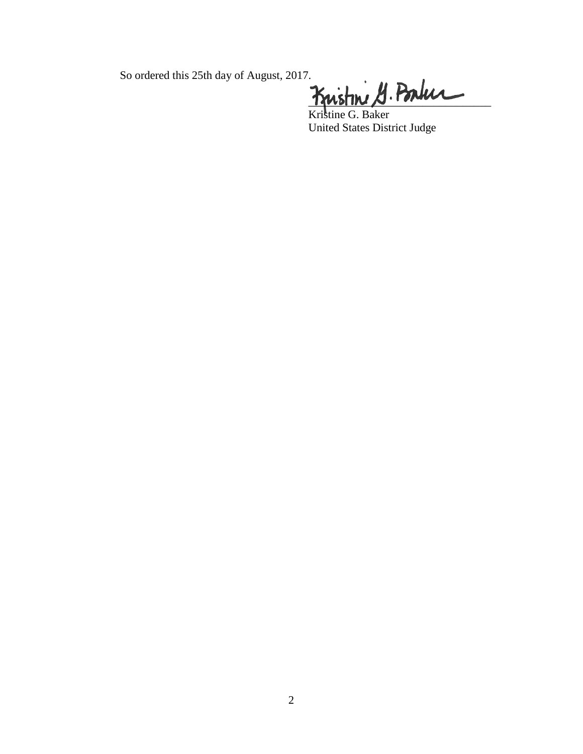So ordered this 25th day of August, 2017.

Kristine G. Baker
United States District Judge